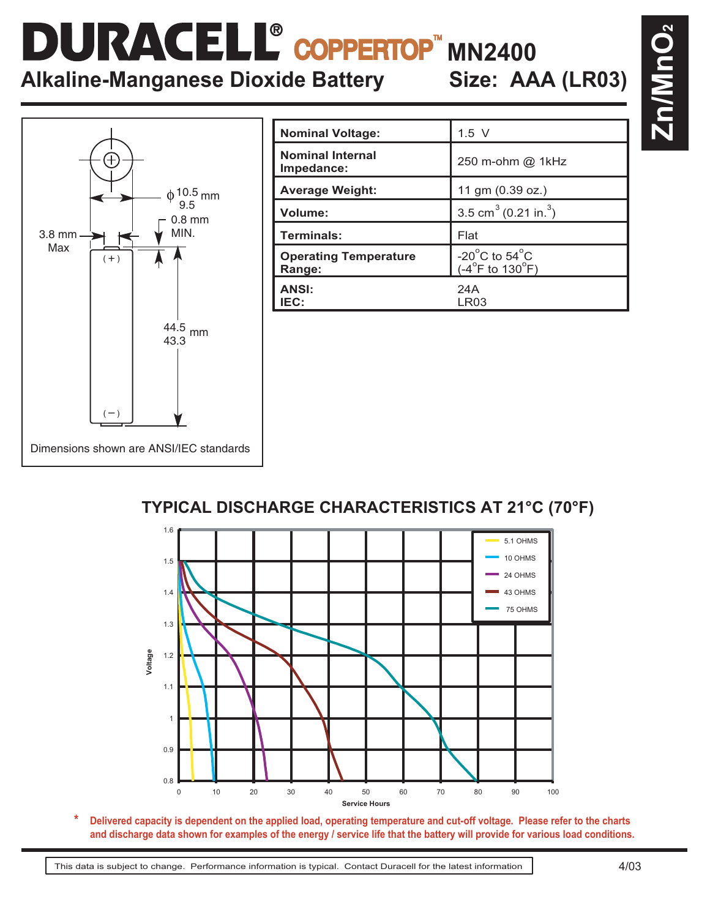# DURACELL® COPPERTOP™ MN2400

## Alkaline-Manganese Dioxide Battery — Size: AAA (LR03)

$Zn/MnO_2$

| Nominal Voltage: | 1.5 V |
|---|---|
| Nominal Internal Impedance: | 250 m-ohm @ 1kHz |
| Average Weight: | 11 gm (0.39 oz.) |
| Volume: | 3.5 $cm^3$ (0.21 $in.^3$) |
| Terminals: | Flat |
| Operating Temperature Range: | -20°C to 54°C (-4°F to 130°F) |
| ANSI: IEC: | 24A LR03 |

Dimensions: diameter 10.5 / 9.5 mm; positive terminal 3.8 mm Max diameter, 0.8 mm MIN. height; length 44.5 / 43.3 mm

Dimensions shown are ANSI/IEC standards

## TYPICAL DISCHARGE CHARACTERISTICS AT 21°C (70°F)

(Chart: Voltage vs. Service Hours for loads of 5.1 OHMS, 10 OHMS, 24 OHMS, 43 OHMS, 75 OHMS)

\* **Delivered capacity is dependent on the applied load, operating temperature and cut-off voltage. Please refer to the charts and discharge data shown for examples of the energy / service life that the battery will provide for various load conditions.**

This data is subject to change. Performance information is typical. Contact Duracell for the latest information

4/03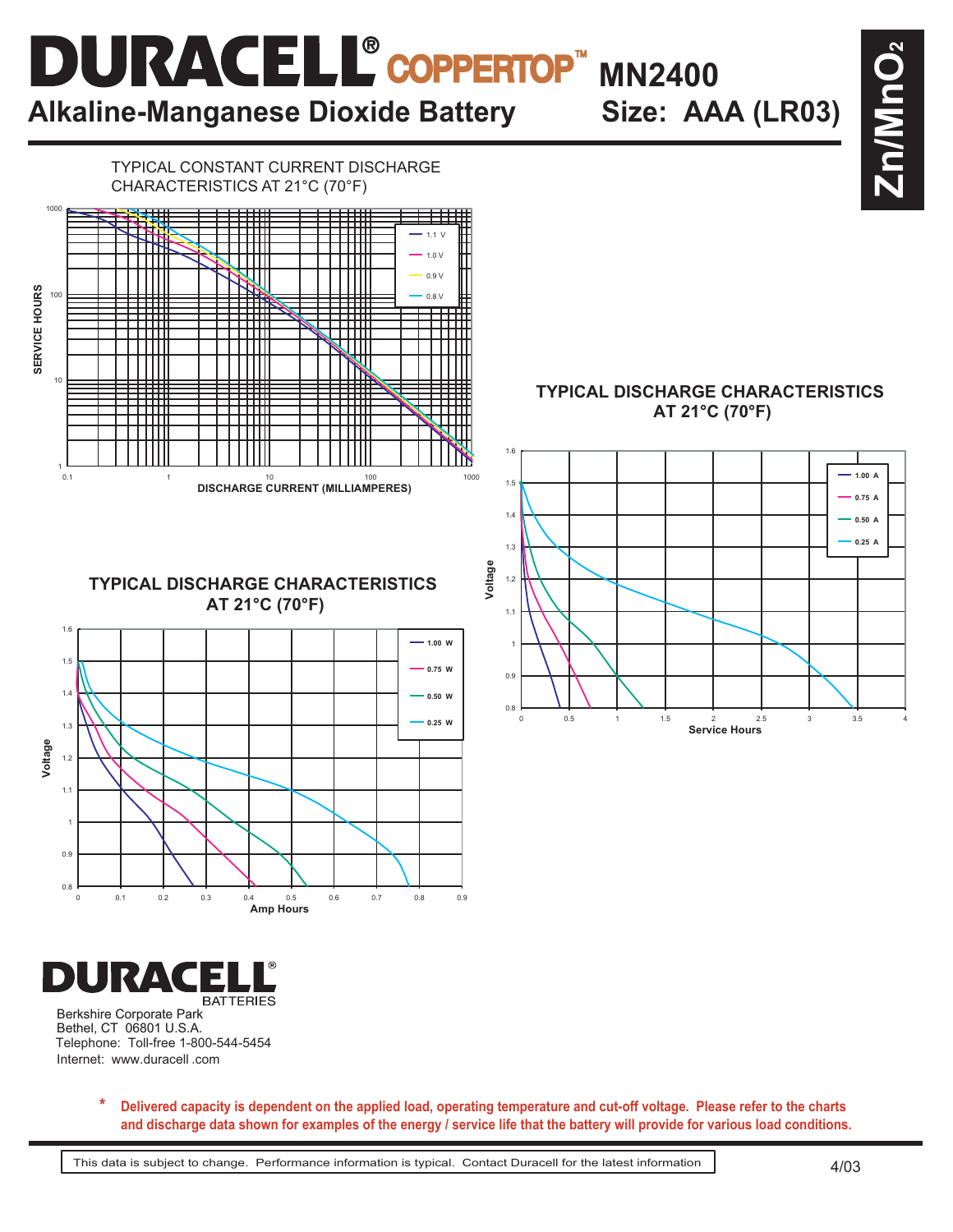# DURACELL® COPPERTOP™ MN2400

## Alkaline-Manganese Dioxide Battery Size: AAA (LR03)

Zn/MnO$_2$

TYPICAL CONSTANT CURRENT DISCHARGE CHARACTERISTICS AT 21°C (70°F)

1000
100
10
1
SERVICE HOURS
0.1
1
10
100
1000
DISCHARGE CURRENT (MILLIAMPERES)
1.1 V
1.0 V
0.9 V
0.8 V

### TYPICAL DISCHARGE CHARACTERISTICS AT 21°C (70°F)

1.6
1.5
1.4
1.3
1.2
1.1
1
0.9
0.8
Voltage
0
0.5
1
1.5
2
2.5
3
3.5
4
Service Hours
1.00 A
0.75 A
0.50 A
0.25 A

### TYPICAL DISCHARGE CHARACTERISTICS AT 21°C (70°F)

1.6
1.5
1.4
1.3
1.2
1.1
1
0.9
0.8
Voltage
0
0.1
0.2
0.3
0.4
0.5
0.6
0.7
0.8
0.9
Amp Hours
1.00 W
0.75 W
0.50 W
0.25 W

DURACELL® BATTERIES

Berkshire Corporate Park
Bethel, CT 06801 U.S.A.
Telephone: Toll-free 1-800-544-5454
Internet: www.duracell .com

**\* Delivered capacity is dependent on the applied load, operating temperature and cut-off voltage. Please refer to the charts and discharge data shown for examples of the energy / service life that the battery will provide for various load conditions.**

This data is subject to change. Performance information is typical. Contact Duracell for the latest information

4/03